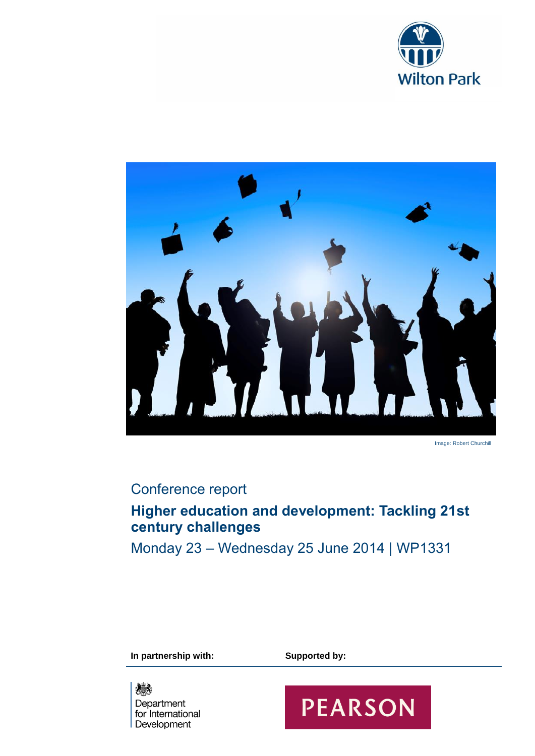Wilton Park

Image: Robert Churchill

Conference report

# Higher education and development: Tackling 21st century challenges

Monday 23 – Wednesday 25 June 2014 | WP1331

**In partnership with:**

Department for International Development

**Supported by:**

PEARSON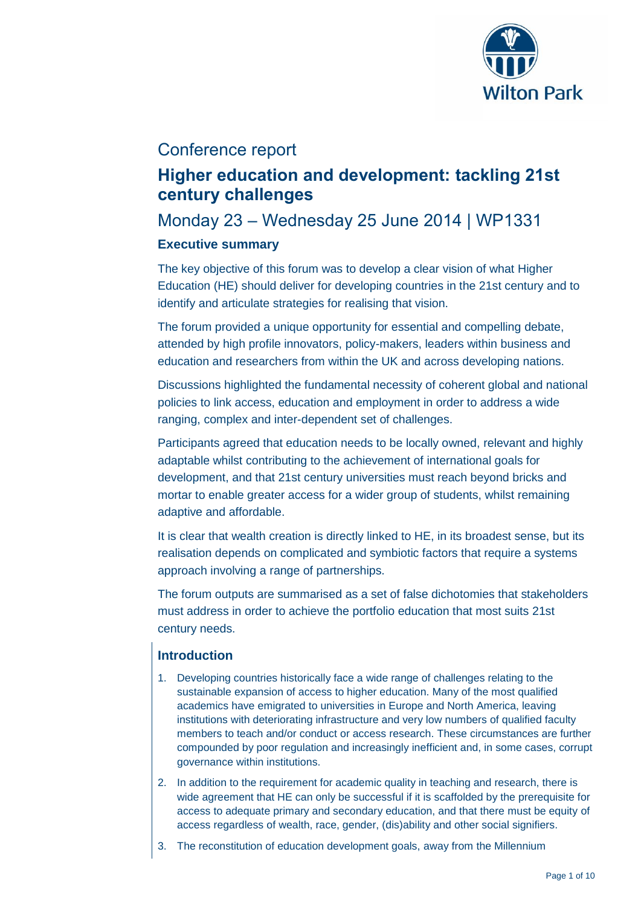# Conference report

## Higher education and development: tackling 21st century challenges

## Monday 23 – Wednesday 25 June 2014 | WP1331

### Executive summary

The key objective of this forum was to develop a clear vision of what Higher Education (HE) should deliver for developing countries in the 21st century and to identify and articulate strategies for realising that vision.

The forum provided a unique opportunity for essential and compelling debate, attended by high profile innovators, policy-makers, leaders within business and education and researchers from within the UK and across developing nations.

Discussions highlighted the fundamental necessity of coherent global and national policies to link access, education and employment in order to address a wide ranging, complex and inter-dependent set of challenges.

Participants agreed that education needs to be locally owned, relevant and highly adaptable whilst contributing to the achievement of international goals for development, and that 21st century universities must reach beyond bricks and mortar to enable greater access for a wider group of students, whilst remaining adaptive and affordable.

It is clear that wealth creation is directly linked to HE, in its broadest sense, but its realisation depends on complicated and symbiotic factors that require a systems approach involving a range of partnerships.

The forum outputs are summarised as a set of false dichotomies that stakeholders must address in order to achieve the portfolio education that most suits 21st century needs.

### Introduction

1. Developing countries historically face a wide range of challenges relating to the sustainable expansion of access to higher education. Many of the most qualified academics have emigrated to universities in Europe and North America, leaving institutions with deteriorating infrastructure and very low numbers of qualified faculty members to teach and/or conduct or access research. These circumstances are further compounded by poor regulation and increasingly inefficient and, in some cases, corrupt governance within institutions.
2. In addition to the requirement for academic quality in teaching and research, there is wide agreement that HE can only be successful if it is scaffolded by the prerequisite for access to adequate primary and secondary education, and that there must be equity of access regardless of wealth, race, gender, (dis)ability and other social signifiers.
3. The reconstitution of education development goals, away from the Millennium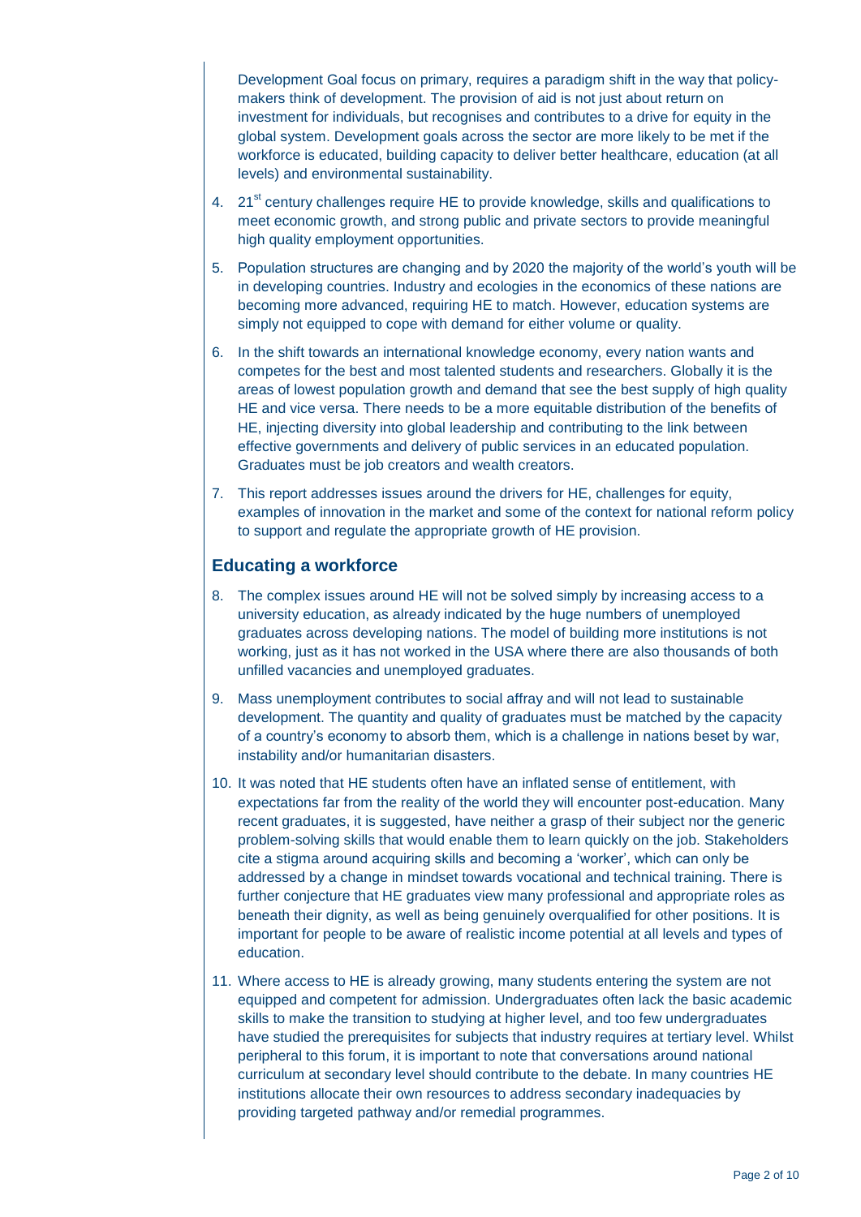Development Goal focus on primary, requires a paradigm shift in the way that policy-makers think of development. The provision of aid is not just about return on investment for individuals, but recognises and contributes to a drive for equity in the global system. Development goals across the sector are more likely to be met if the workforce is educated, building capacity to deliver better healthcare, education (at all levels) and environmental sustainability.

4. 21st century challenges require HE to provide knowledge, skills and qualifications to meet economic growth, and strong public and private sectors to provide meaningful high quality employment opportunities.

5. Population structures are changing and by 2020 the majority of the world's youth will be in developing countries. Industry and ecologies in the economics of these nations are becoming more advanced, requiring HE to match. However, education systems are simply not equipped to cope with demand for either volume or quality.

6. In the shift towards an international knowledge economy, every nation wants and competes for the best and most talented students and researchers. Globally it is the areas of lowest population growth and demand that see the best supply of high quality HE and vice versa. There needs to be a more equitable distribution of the benefits of HE, injecting diversity into global leadership and contributing to the link between effective governments and delivery of public services in an educated population. Graduates must be job creators and wealth creators.

7. This report addresses issues around the drivers for HE, challenges for equity, examples of innovation in the market and some of the context for national reform policy to support and regulate the appropriate growth of HE provision.

## Educating a workforce

8. The complex issues around HE will not be solved simply by increasing access to a university education, as already indicated by the huge numbers of unemployed graduates across developing nations. The model of building more institutions is not working, just as it has not worked in the USA where there are also thousands of both unfilled vacancies and unemployed graduates.

9. Mass unemployment contributes to social affray and will not lead to sustainable development. The quantity and quality of graduates must be matched by the capacity of a country's economy to absorb them, which is a challenge in nations beset by war, instability and/or humanitarian disasters.

10. It was noted that HE students often have an inflated sense of entitlement, with expectations far from the reality of the world they will encounter post-education. Many recent graduates, it is suggested, have neither a grasp of their subject nor the generic problem-solving skills that would enable them to learn quickly on the job. Stakeholders cite a stigma around acquiring skills and becoming a 'worker', which can only be addressed by a change in mindset towards vocational and technical training. There is further conjecture that HE graduates view many professional and appropriate roles as beneath their dignity, as well as being genuinely overqualified for other positions. It is important for people to be aware of realistic income potential at all levels and types of education.

11. Where access to HE is already growing, many students entering the system are not equipped and competent for admission. Undergraduates often lack the basic academic skills to make the transition to studying at higher level, and too few undergraduates have studied the prerequisites for subjects that industry requires at tertiary level. Whilst peripheral to this forum, it is important to note that conversations around national curriculum at secondary level should contribute to the debate. In many countries HE institutions allocate their own resources to address secondary inadequacies by providing targeted pathway and/or remedial programmes.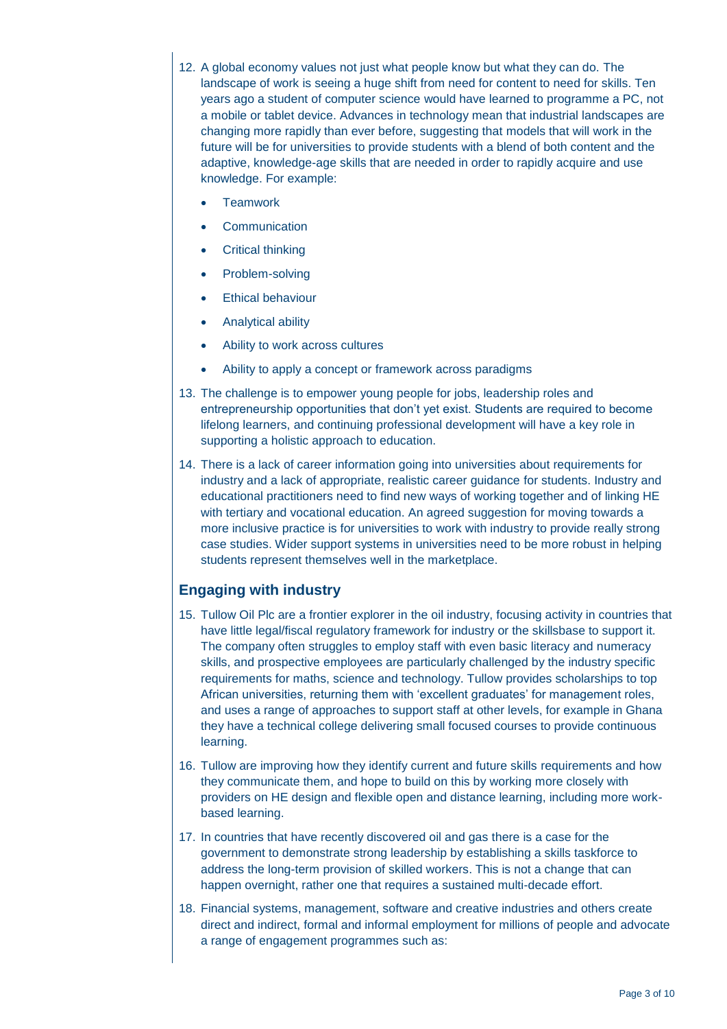12. A global economy values not just what people know but what they can do. The landscape of work is seeing a huge shift from need for content to need for skills. Ten years ago a student of computer science would have learned to programme a PC, not a mobile or tablet device. Advances in technology mean that industrial landscapes are changing more rapidly than ever before, suggesting that models that will work in the future will be for universities to provide students with a blend of both content and the adaptive, knowledge-age skills that are needed in order to rapidly acquire and use knowledge. For example:

    - Teamwork
    - Communication
    - Critical thinking
    - Problem-solving
    - Ethical behaviour
    - Analytical ability
    - Ability to work across cultures
    - Ability to apply a concept or framework across paradigms

13. The challenge is to empower young people for jobs, leadership roles and entrepreneurship opportunities that don't yet exist. Students are required to become lifelong learners, and continuing professional development will have a key role in supporting a holistic approach to education.

14. There is a lack of career information going into universities about requirements for industry and a lack of appropriate, realistic career guidance for students. Industry and educational practitioners need to find new ways of working together and of linking HE with tertiary and vocational education. An agreed suggestion for moving towards a more inclusive practice is for universities to work with industry to provide really strong case studies. Wider support systems in universities need to be more robust in helping students represent themselves well in the marketplace.

## Engaging with industry

15. Tullow Oil Plc are a frontier explorer in the oil industry, focusing activity in countries that have little legal/fiscal regulatory framework for industry or the skillsbase to support it. The company often struggles to employ staff with even basic literacy and numeracy skills, and prospective employees are particularly challenged by the industry specific requirements for maths, science and technology. Tullow provides scholarships to top African universities, returning them with 'excellent graduates' for management roles, and uses a range of approaches to support staff at other levels, for example in Ghana they have a technical college delivering small focused courses to provide continuous learning.

16. Tullow are improving how they identify current and future skills requirements and how they communicate them, and hope to build on this by working more closely with providers on HE design and flexible open and distance learning, including more work-based learning.

17. In countries that have recently discovered oil and gas there is a case for the government to demonstrate strong leadership by establishing a skills taskforce to address the long-term provision of skilled workers. This is not a change that can happen overnight, rather one that requires a sustained multi-decade effort.

18. Financial systems, management, software and creative industries and others create direct and indirect, formal and informal employment for millions of people and advocate a range of engagement programmes such as: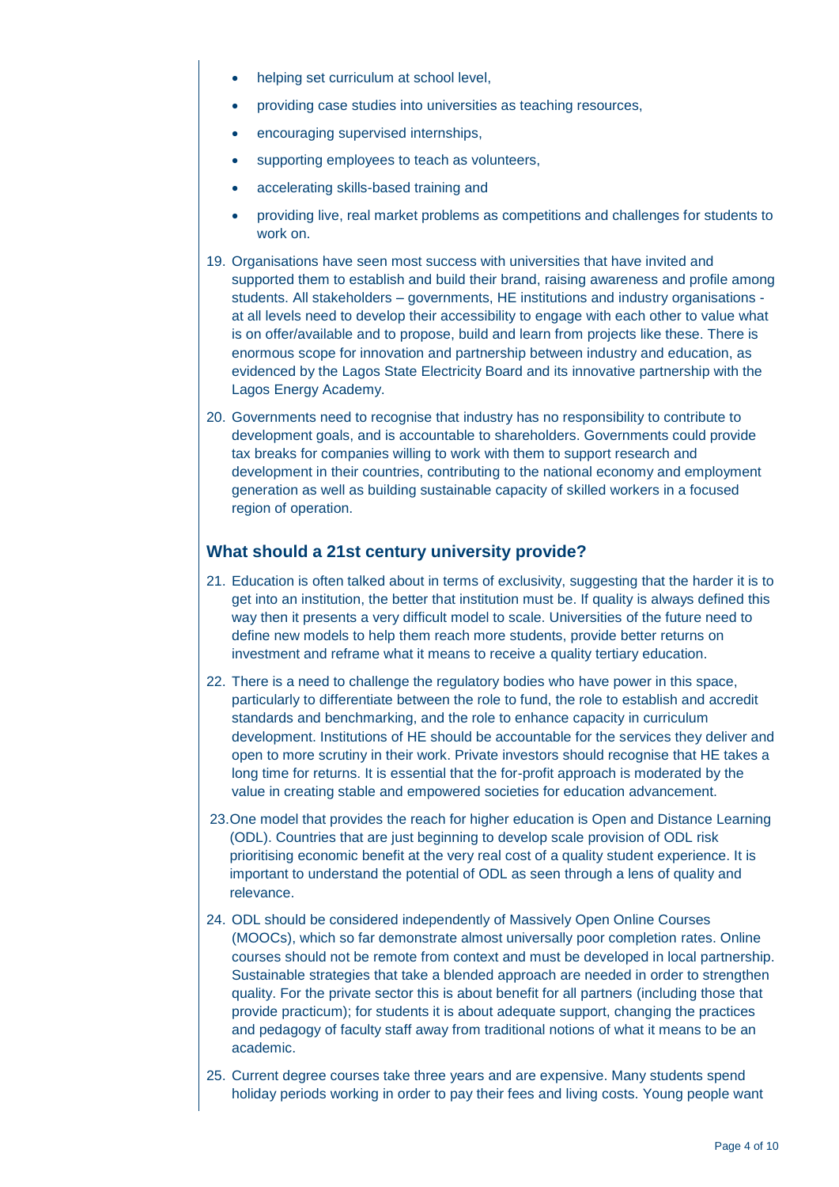- helping set curriculum at school level,
- providing case studies into universities as teaching resources,
- encouraging supervised internships,
- supporting employees to teach as volunteers,
- accelerating skills-based training and
- providing live, real market problems as competitions and challenges for students to work on.

19. Organisations have seen most success with universities that have invited and supported them to establish and build their brand, raising awareness and profile among students. All stakeholders – governments, HE institutions and industry organisations - at all levels need to develop their accessibility to engage with each other to value what is on offer/available and to propose, build and learn from projects like these. There is enormous scope for innovation and partnership between industry and education, as evidenced by the Lagos State Electricity Board and its innovative partnership with the Lagos Energy Academy.

20. Governments need to recognise that industry has no responsibility to contribute to development goals, and is accountable to shareholders. Governments could provide tax breaks for companies willing to work with them to support research and development in their countries, contributing to the national economy and employment generation as well as building sustainable capacity of skilled workers in a focused region of operation.

## What should a 21st century university provide?

21. Education is often talked about in terms of exclusivity, suggesting that the harder it is to get into an institution, the better that institution must be. If quality is always defined this way then it presents a very difficult model to scale. Universities of the future need to define new models to help them reach more students, provide better returns on investment and reframe what it means to receive a quality tertiary education.

22. There is a need to challenge the regulatory bodies who have power in this space, particularly to differentiate between the role to fund, the role to establish and accredit standards and benchmarking, and the role to enhance capacity in curriculum development. Institutions of HE should be accountable for the services they deliver and open to more scrutiny in their work. Private investors should recognise that HE takes a long time for returns. It is essential that the for-profit approach is moderated by the value in creating stable and empowered societies for education advancement.

23. One model that provides the reach for higher education is Open and Distance Learning (ODL). Countries that are just beginning to develop scale provision of ODL risk prioritising economic benefit at the very real cost of a quality student experience. It is important to understand the potential of ODL as seen through a lens of quality and relevance.

24. ODL should be considered independently of Massively Open Online Courses (MOOCs), which so far demonstrate almost universally poor completion rates. Online courses should not be remote from context and must be developed in local partnership. Sustainable strategies that take a blended approach are needed in order to strengthen quality. For the private sector this is about benefit for all partners (including those that provide practicum); for students it is about adequate support, changing the practices and pedagogy of faculty staff away from traditional notions of what it means to be an academic.

25. Current degree courses take three years and are expensive. Many students spend holiday periods working in order to pay their fees and living costs. Young people want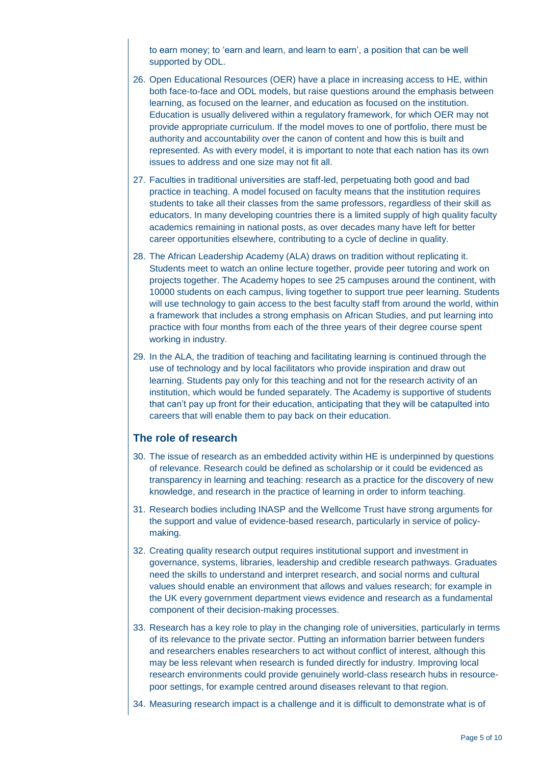to earn money; to 'earn and learn, and learn to earn', a position that can be well supported by ODL.

26. Open Educational Resources (OER) have a place in increasing access to HE, within both face-to-face and ODL models, but raise questions around the emphasis between learning, as focused on the learner, and education as focused on the institution. Education is usually delivered within a regulatory framework, for which OER may not provide appropriate curriculum. If the model moves to one of portfolio, there must be authority and accountability over the canon of content and how this is built and represented. As with every model, it is important to note that each nation has its own issues to address and one size may not fit all.

27. Faculties in traditional universities are staff-led, perpetuating both good and bad practice in teaching. A model focused on faculty means that the institution requires students to take all their classes from the same professors, regardless of their skill as educators. In many developing countries there is a limited supply of high quality faculty academics remaining in national posts, as over decades many have left for better career opportunities elsewhere, contributing to a cycle of decline in quality.

28. The African Leadership Academy (ALA) draws on tradition without replicating it. Students meet to watch an online lecture together, provide peer tutoring and work on projects together. The Academy hopes to see 25 campuses around the continent, with 10000 students on each campus, living together to support true peer learning. Students will use technology to gain access to the best faculty staff from around the world, within a framework that includes a strong emphasis on African Studies, and put learning into practice with four months from each of the three years of their degree course spent working in industry.

29. In the ALA, the tradition of teaching and facilitating learning is continued through the use of technology and by local facilitators who provide inspiration and draw out learning. Students pay only for this teaching and not for the research activity of an institution, which would be funded separately. The Academy is supportive of students that can't pay up front for their education, anticipating that they will be catapulted into careers that will enable them to pay back on their education.

## The role of research

30. The issue of research as an embedded activity within HE is underpinned by questions of relevance. Research could be defined as scholarship or it could be evidenced as transparency in learning and teaching: research as a practice for the discovery of new knowledge, and research in the practice of learning in order to inform teaching.

31. Research bodies including INASP and the Wellcome Trust have strong arguments for the support and value of evidence-based research, particularly in service of policy-making.

32. Creating quality research output requires institutional support and investment in governance, systems, libraries, leadership and credible research pathways. Graduates need the skills to understand and interpret research, and social norms and cultural values should enable an environment that allows and values research; for example in the UK every government department views evidence and research as a fundamental component of their decision-making processes.

33. Research has a key role to play in the changing role of universities, particularly in terms of its relevance to the private sector. Putting an information barrier between funders and researchers enables researchers to act without conflict of interest, although this may be less relevant when research is funded directly for industry. Improving local research environments could provide genuinely world-class research hubs in resource-poor settings, for example centred around diseases relevant to that region.

34. Measuring research impact is a challenge and it is difficult to demonstrate what is of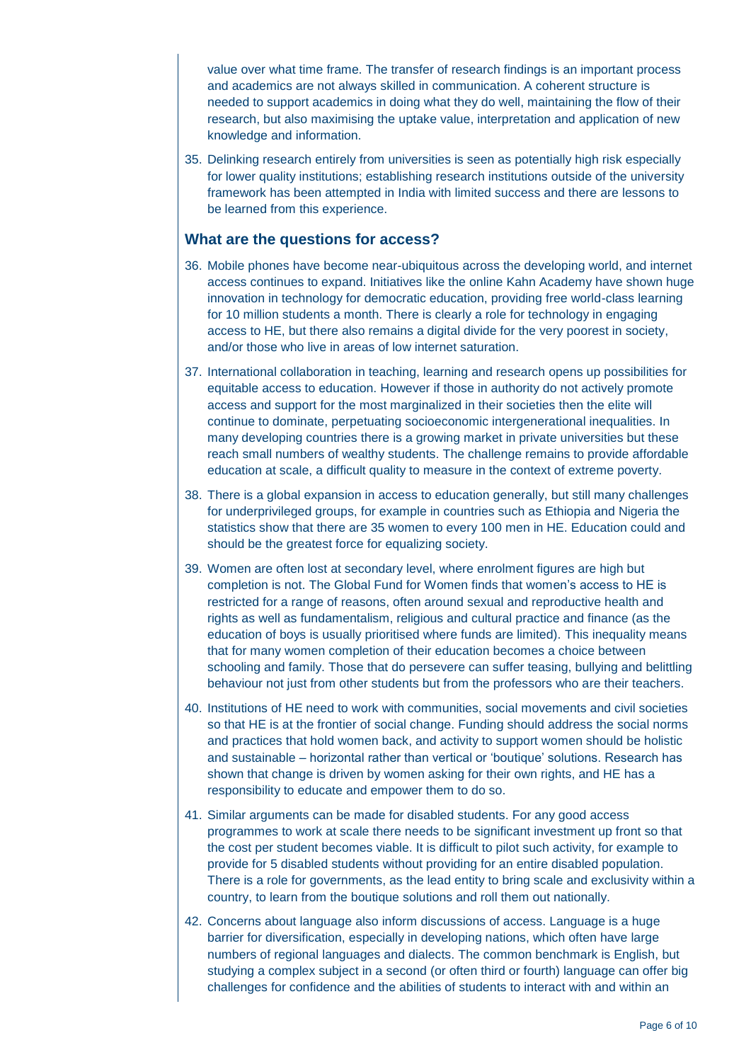value over what time frame. The transfer of research findings is an important process and academics are not always skilled in communication. A coherent structure is needed to support academics in doing what they do well, maintaining the flow of their research, but also maximising the uptake value, interpretation and application of new knowledge and information.

35. Delinking research entirely from universities is seen as potentially high risk especially for lower quality institutions; establishing research institutions outside of the university framework has been attempted in India with limited success and there are lessons to be learned from this experience.

## What are the questions for access?

36. Mobile phones have become near-ubiquitous across the developing world, and internet access continues to expand. Initiatives like the online Kahn Academy have shown huge innovation in technology for democratic education, providing free world-class learning for 10 million students a month. There is clearly a role for technology in engaging access to HE, but there also remains a digital divide for the very poorest in society, and/or those who live in areas of low internet saturation.

37. International collaboration in teaching, learning and research opens up possibilities for equitable access to education. However if those in authority do not actively promote access and support for the most marginalized in their societies then the elite will continue to dominate, perpetuating socioeconomic intergenerational inequalities. In many developing countries there is a growing market in private universities but these reach small numbers of wealthy students. The challenge remains to provide affordable education at scale, a difficult quality to measure in the context of extreme poverty.

38. There is a global expansion in access to education generally, but still many challenges for underprivileged groups, for example in countries such as Ethiopia and Nigeria the statistics show that there are 35 women to every 100 men in HE. Education could and should be the greatest force for equalizing society.

39. Women are often lost at secondary level, where enrolment figures are high but completion is not. The Global Fund for Women finds that women's access to HE is restricted for a range of reasons, often around sexual and reproductive health and rights as well as fundamentalism, religious and cultural practice and finance (as the education of boys is usually prioritised where funds are limited). This inequality means that for many women completion of their education becomes a choice between schooling and family. Those that do persevere can suffer teasing, bullying and belittling behaviour not just from other students but from the professors who are their teachers.

40. Institutions of HE need to work with communities, social movements and civil societies so that HE is at the frontier of social change. Funding should address the social norms and practices that hold women back, and activity to support women should be holistic and sustainable – horizontal rather than vertical or 'boutique' solutions. Research has shown that change is driven by women asking for their own rights, and HE has a responsibility to educate and empower them to do so.

41. Similar arguments can be made for disabled students. For any good access programmes to work at scale there needs to be significant investment up front so that the cost per student becomes viable. It is difficult to pilot such activity, for example to provide for 5 disabled students without providing for an entire disabled population. There is a role for governments, as the lead entity to bring scale and exclusivity within a country, to learn from the boutique solutions and roll them out nationally.

42. Concerns about language also inform discussions of access. Language is a huge barrier for diversification, especially in developing nations, which often have large numbers of regional languages and dialects. The common benchmark is English, but studying a complex subject in a second (or often third or fourth) language can offer big challenges for confidence and the abilities of students to interact with and within an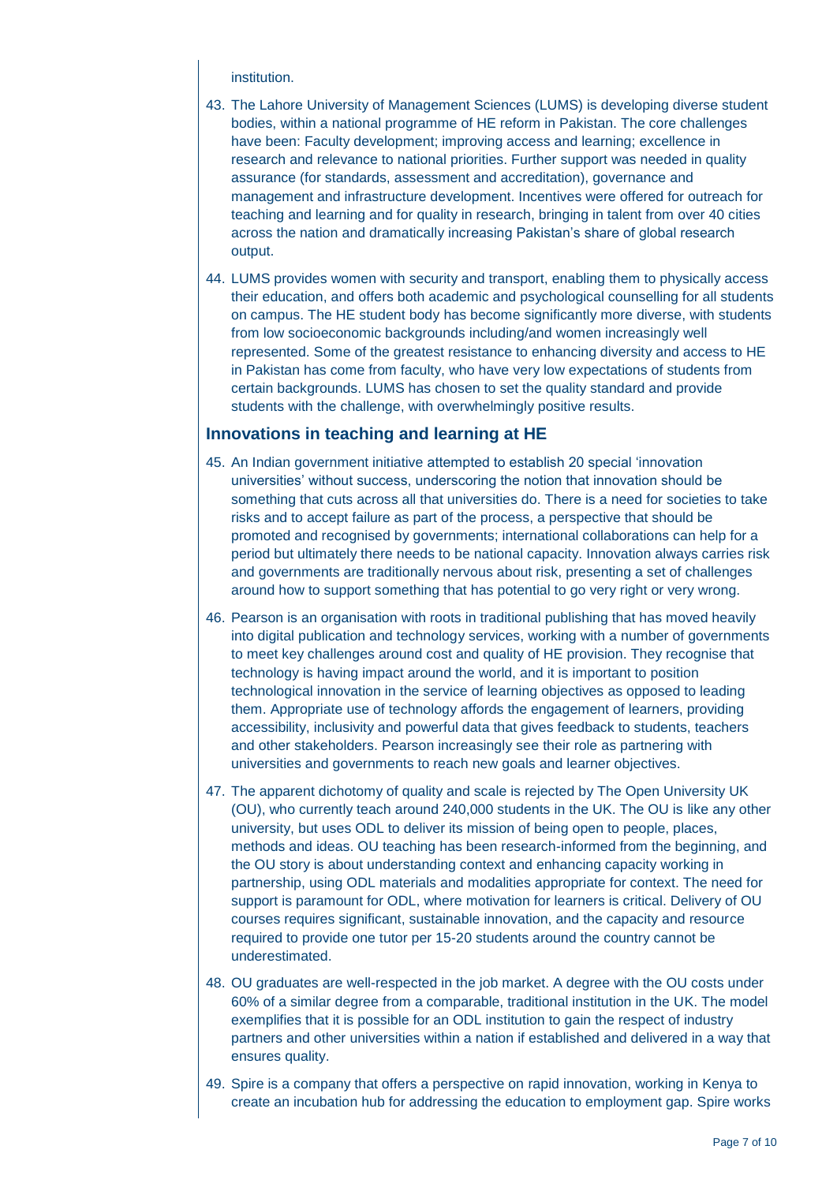institution.

43. The Lahore University of Management Sciences (LUMS) is developing diverse student bodies, within a national programme of HE reform in Pakistan. The core challenges have been: Faculty development; improving access and learning; excellence in research and relevance to national priorities. Further support was needed in quality assurance (for standards, assessment and accreditation), governance and management and infrastructure development. Incentives were offered for outreach for teaching and learning and for quality in research, bringing in talent from over 40 cities across the nation and dramatically increasing Pakistan's share of global research output.

44. LUMS provides women with security and transport, enabling them to physically access their education, and offers both academic and psychological counselling for all students on campus. The HE student body has become significantly more diverse, with students from low socioeconomic backgrounds including/and women increasingly well represented. Some of the greatest resistance to enhancing diversity and access to HE in Pakistan has come from faculty, who have very low expectations of students from certain backgrounds. LUMS has chosen to set the quality standard and provide students with the challenge, with overwhelmingly positive results.

## Innovations in teaching and learning at HE

45. An Indian government initiative attempted to establish 20 special 'innovation universities' without success, underscoring the notion that innovation should be something that cuts across all that universities do. There is a need for societies to take risks and to accept failure as part of the process, a perspective that should be promoted and recognised by governments; international collaborations can help for a period but ultimately there needs to be national capacity. Innovation always carries risk and governments are traditionally nervous about risk, presenting a set of challenges around how to support something that has potential to go very right or very wrong.

46. Pearson is an organisation with roots in traditional publishing that has moved heavily into digital publication and technology services, working with a number of governments to meet key challenges around cost and quality of HE provision. They recognise that technology is having impact around the world, and it is important to position technological innovation in the service of learning objectives as opposed to leading them. Appropriate use of technology affords the engagement of learners, providing accessibility, inclusivity and powerful data that gives feedback to students, teachers and other stakeholders. Pearson increasingly see their role as partnering with universities and governments to reach new goals and learner objectives.

47. The apparent dichotomy of quality and scale is rejected by The Open University UK (OU), who currently teach around 240,000 students in the UK. The OU is like any other university, but uses ODL to deliver its mission of being open to people, places, methods and ideas. OU teaching has been research-informed from the beginning, and the OU story is about understanding context and enhancing capacity working in partnership, using ODL materials and modalities appropriate for context. The need for support is paramount for ODL, where motivation for learners is critical. Delivery of OU courses requires significant, sustainable innovation, and the capacity and resource required to provide one tutor per 15-20 students around the country cannot be underestimated.

48. OU graduates are well-respected in the job market. A degree with the OU costs under 60% of a similar degree from a comparable, traditional institution in the UK. The model exemplifies that it is possible for an ODL institution to gain the respect of industry partners and other universities within a nation if established and delivered in a way that ensures quality.

49. Spire is a company that offers a perspective on rapid innovation, working in Kenya to create an incubation hub for addressing the education to employment gap. Spire works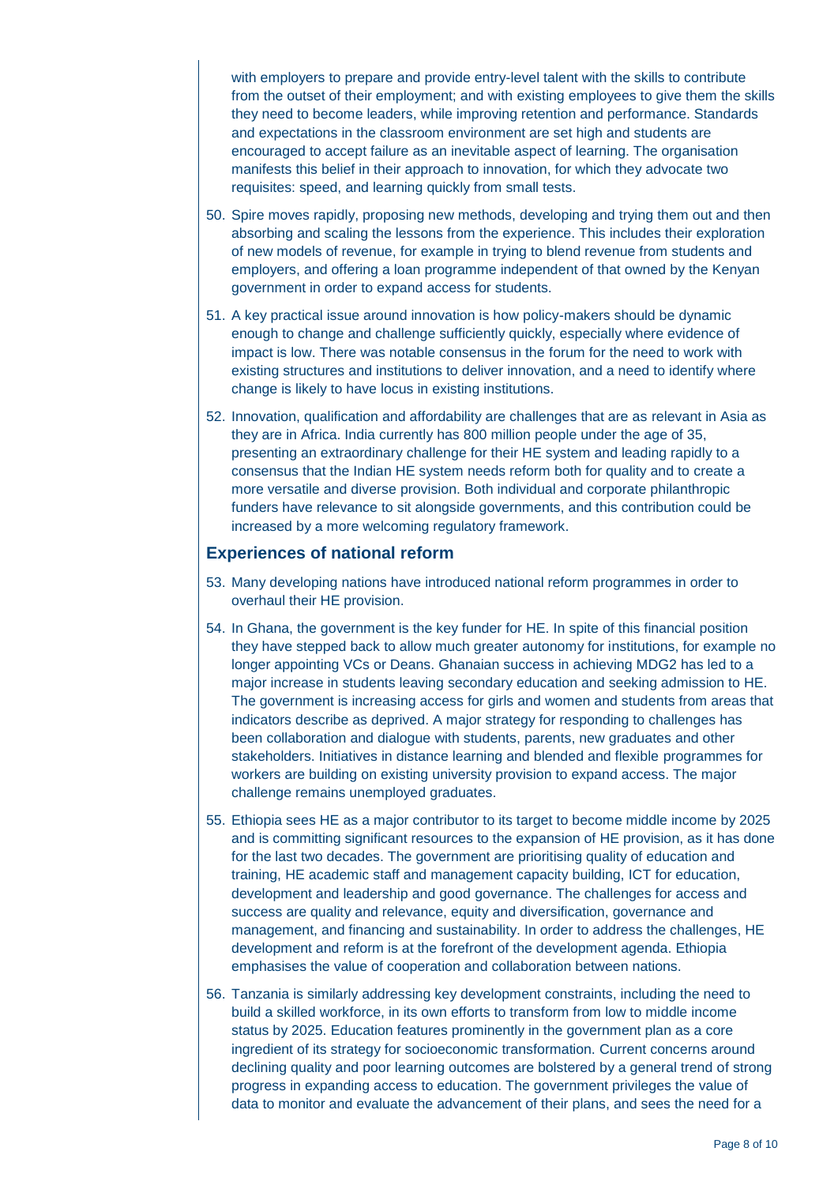with employers to prepare and provide entry-level talent with the skills to contribute from the outset of their employment; and with existing employees to give them the skills they need to become leaders, while improving retention and performance. Standards and expectations in the classroom environment are set high and students are encouraged to accept failure as an inevitable aspect of learning. The organisation manifests this belief in their approach to innovation, for which they advocate two requisites: speed, and learning quickly from small tests.

50. Spire moves rapidly, proposing new methods, developing and trying them out and then absorbing and scaling the lessons from the experience. This includes their exploration of new models of revenue, for example in trying to blend revenue from students and employers, and offering a loan programme independent of that owned by the Kenyan government in order to expand access for students.

51. A key practical issue around innovation is how policy-makers should be dynamic enough to change and challenge sufficiently quickly, especially where evidence of impact is low. There was notable consensus in the forum for the need to work with existing structures and institutions to deliver innovation, and a need to identify where change is likely to have locus in existing institutions.

52. Innovation, qualification and affordability are challenges that are as relevant in Asia as they are in Africa. India currently has 800 million people under the age of 35, presenting an extraordinary challenge for their HE system and leading rapidly to a consensus that the Indian HE system needs reform both for quality and to create a more versatile and diverse provision. Both individual and corporate philanthropic funders have relevance to sit alongside governments, and this contribution could be increased by a more welcoming regulatory framework.

## Experiences of national reform

53. Many developing nations have introduced national reform programmes in order to overhaul their HE provision.

54. In Ghana, the government is the key funder for HE. In spite of this financial position they have stepped back to allow much greater autonomy for institutions, for example no longer appointing VCs or Deans. Ghanaian success in achieving MDG2 has led to a major increase in students leaving secondary education and seeking admission to HE. The government is increasing access for girls and women and students from areas that indicators describe as deprived. A major strategy for responding to challenges has been collaboration and dialogue with students, parents, new graduates and other stakeholders. Initiatives in distance learning and blended and flexible programmes for workers are building on existing university provision to expand access. The major challenge remains unemployed graduates.

55. Ethiopia sees HE as a major contributor to its target to become middle income by 2025 and is committing significant resources to the expansion of HE provision, as it has done for the last two decades. The government are prioritising quality of education and training, HE academic staff and management capacity building, ICT for education, development and leadership and good governance. The challenges for access and success are quality and relevance, equity and diversification, governance and management, and financing and sustainability. In order to address the challenges, HE development and reform is at the forefront of the development agenda. Ethiopia emphasises the value of cooperation and collaboration between nations.

56. Tanzania is similarly addressing key development constraints, including the need to build a skilled workforce, in its own efforts to transform from low to middle income status by 2025. Education features prominently in the government plan as a core ingredient of its strategy for socioeconomic transformation. Current concerns around declining quality and poor learning outcomes are bolstered by a general trend of strong progress in expanding access to education. The government privileges the value of data to monitor and evaluate the advancement of their plans, and sees the need for a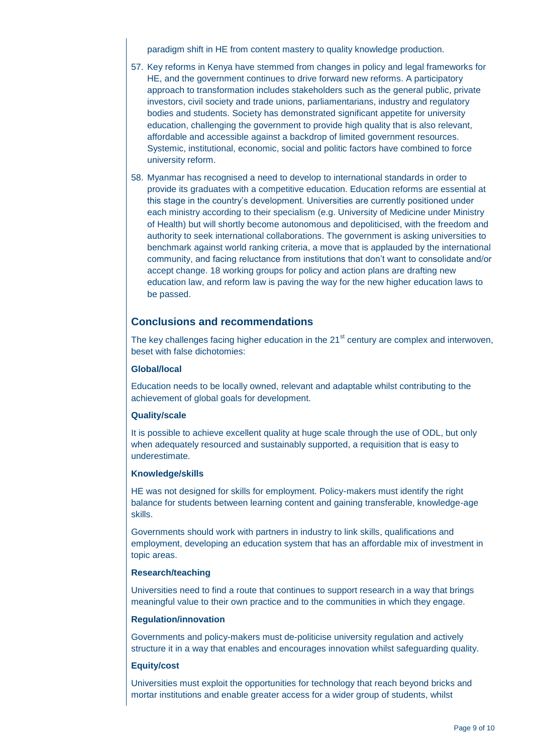paradigm shift in HE from content mastery to quality knowledge production.

57. Key reforms in Kenya have stemmed from changes in policy and legal frameworks for HE, and the government continues to drive forward new reforms. A participatory approach to transformation includes stakeholders such as the general public, private investors, civil society and trade unions, parliamentarians, industry and regulatory bodies and students. Society has demonstrated significant appetite for university education, challenging the government to provide high quality that is also relevant, affordable and accessible against a backdrop of limited government resources. Systemic, institutional, economic, social and politic factors have combined to force university reform.

58. Myanmar has recognised a need to develop to international standards in order to provide its graduates with a competitive education. Education reforms are essential at this stage in the country's development. Universities are currently positioned under each ministry according to their specialism (e.g. University of Medicine under Ministry of Health) but will shortly become autonomous and depoliticised, with the freedom and authority to seek international collaborations. The government is asking universities to benchmark against world ranking criteria, a move that is applauded by the international community, and facing reluctance from institutions that don't want to consolidate and/or accept change. 18 working groups for policy and action plans are drafting new education law, and reform law is paving the way for the new higher education laws to be passed.

## Conclusions and recommendations

The key challenges facing higher education in the 21st century are complex and interwoven, beset with false dichotomies:

### Global/local

Education needs to be locally owned, relevant and adaptable whilst contributing to the achievement of global goals for development.

### Quality/scale

It is possible to achieve excellent quality at huge scale through the use of ODL, but only when adequately resourced and sustainably supported, a requisition that is easy to underestimate.

### Knowledge/skills

HE was not designed for skills for employment. Policy-makers must identify the right balance for students between learning content and gaining transferable, knowledge-age skills.

Governments should work with partners in industry to link skills, qualifications and employment, developing an education system that has an affordable mix of investment in topic areas.

### Research/teaching

Universities need to find a route that continues to support research in a way that brings meaningful value to their own practice and to the communities in which they engage.

### Regulation/innovation

Governments and policy-makers must de-politicise university regulation and actively structure it in a way that enables and encourages innovation whilst safeguarding quality.

### Equity/cost

Universities must exploit the opportunities for technology that reach beyond bricks and mortar institutions and enable greater access for a wider group of students, whilst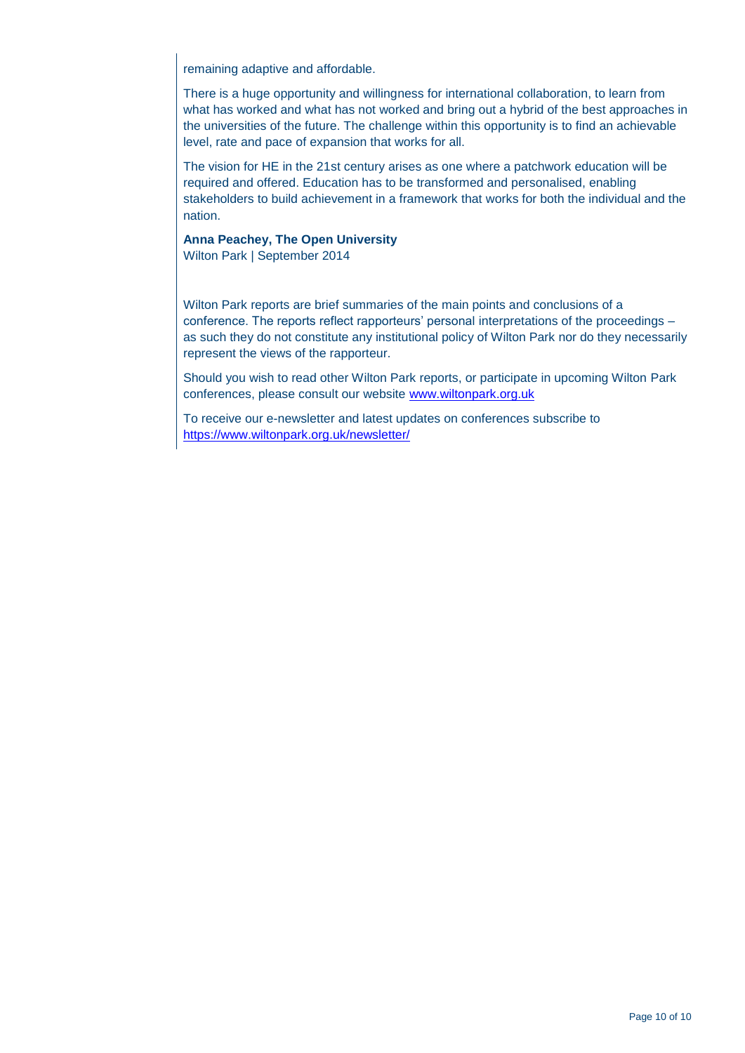remaining adaptive and affordable.

There is a huge opportunity and willingness for international collaboration, to learn from what has worked and what has not worked and bring out a hybrid of the best approaches in the universities of the future. The challenge within this opportunity is to find an achievable level, rate and pace of expansion that works for all.

The vision for HE in the 21st century arises as one where a patchwork education will be required and offered. Education has to be transformed and personalised, enabling stakeholders to build achievement in a framework that works for both the individual and the nation.

**Anna Peachey, The Open University**
Wilton Park | September 2014

Wilton Park reports are brief summaries of the main points and conclusions of a conference. The reports reflect rapporteurs' personal interpretations of the proceedings – as such they do not constitute any institutional policy of Wilton Park nor do they necessarily represent the views of the rapporteur.

Should you wish to read other Wilton Park reports, or participate in upcoming Wilton Park conferences, please consult our website [www.wiltonpark.org.uk](www.wiltonpark.org.uk)

To receive our e-newsletter and latest updates on conferences subscribe to [https://www.wiltonpark.org.uk/newsletter/](https://www.wiltonpark.org.uk/newsletter/)